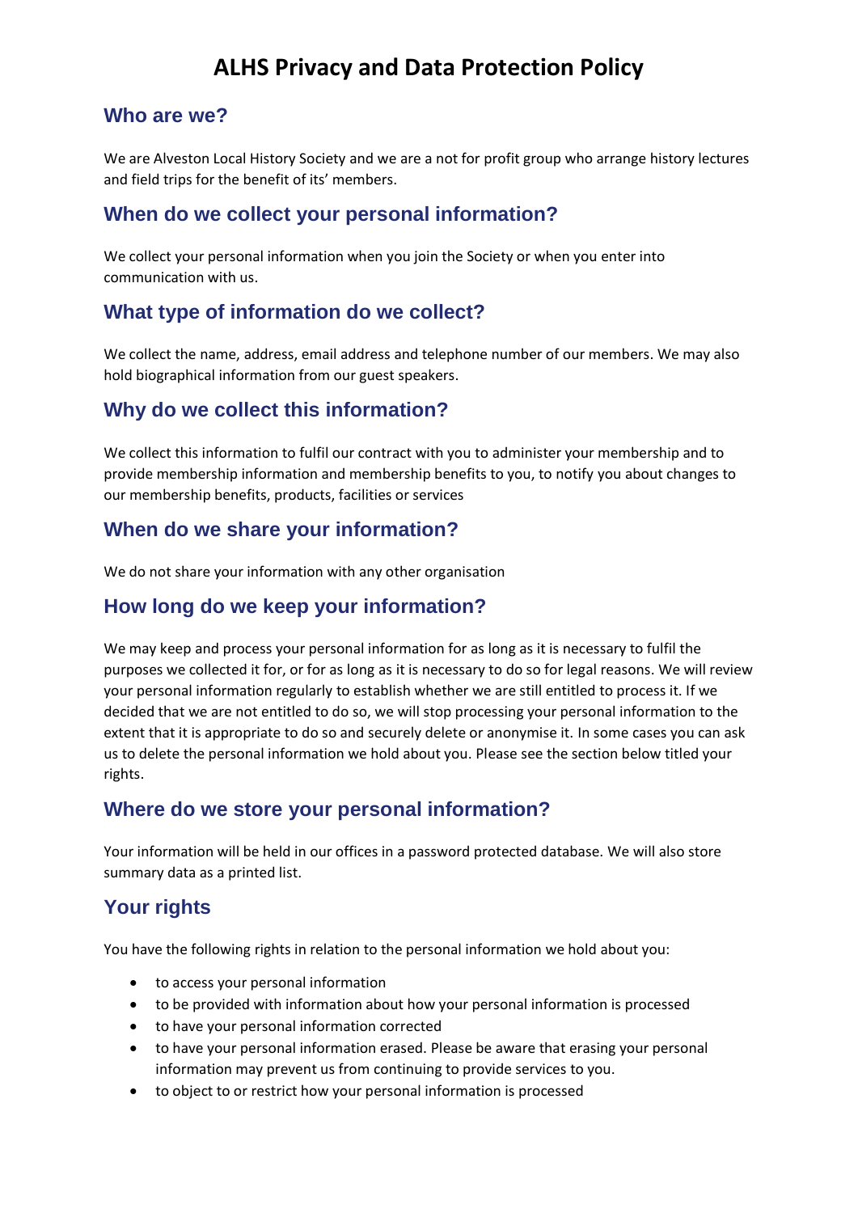# ALHS Privacy and Data Protection Policy

## Who are we?

We are Alveston Local History Society and we are a not for profit group who arrange history lectures and field trips for the benefit of its' members.

## When do we collect your personal information?

We collect your personal information when you join the Society or when you enter into communication with us.

## What type of information do we collect?

We collect the name, address, email address and telephone number of our members. We may also hold biographical information from our guest speakers.

## Why do we collect this information?

We collect this information to fulfil our contract with you to administer your membership and to provide membership information and membership benefits to you, to notify you about changes to our membership benefits, products, facilities or services

## When do we share your information?

We do not share your information with any other organisation

## How long do we keep your information?

We may keep and process your personal information for as long as it is necessary to fulfil the purposes we collected it for, or for as long as it is necessary to do so for legal reasons. We will review your personal information regularly to establish whether we are still entitled to process it. If we decided that we are not entitled to do so, we will stop processing your personal information to the extent that it is appropriate to do so and securely delete or anonymise it. In some cases you can ask us to delete the personal information we hold about you. Please see the section below titled your rights.

## Where do we store your personal information?

Your information will be held in our offices in a password protected database. We will also store summary data as a printed list.

## Your rights

You have the following rights in relation to the personal information we hold about you:

- to access your personal information
- to be provided with information about how your personal information is processed
- to have your personal information corrected
- to have your personal information erased. Please be aware that erasing your personal information may prevent us from continuing to provide services to you.
- to object to or restrict how your personal information is processed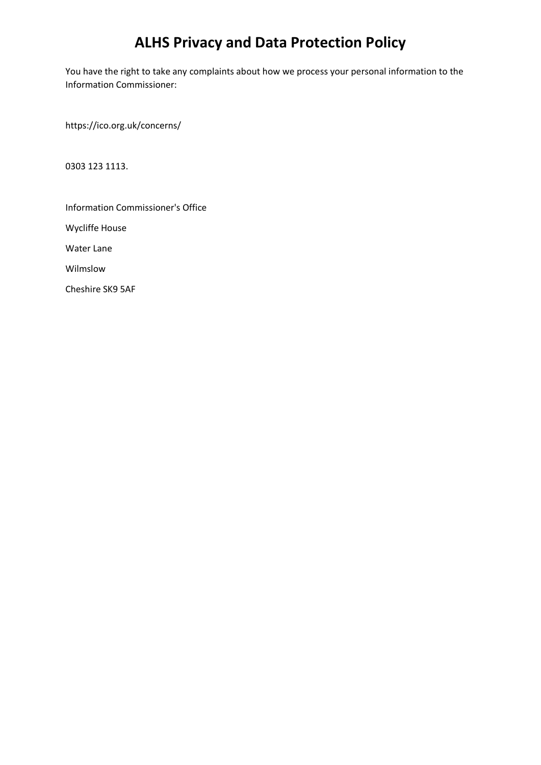# ALHS Privacy and Data Protection Policy

You have the right to take any complaints about how we process your personal information to the Information Commissioner:

https://ico.org.uk/concerns/

0303 123 1113.

Information Commissioner's Office

Wycliffe House

Water Lane

Wilmslow

Cheshire SK9 5AF